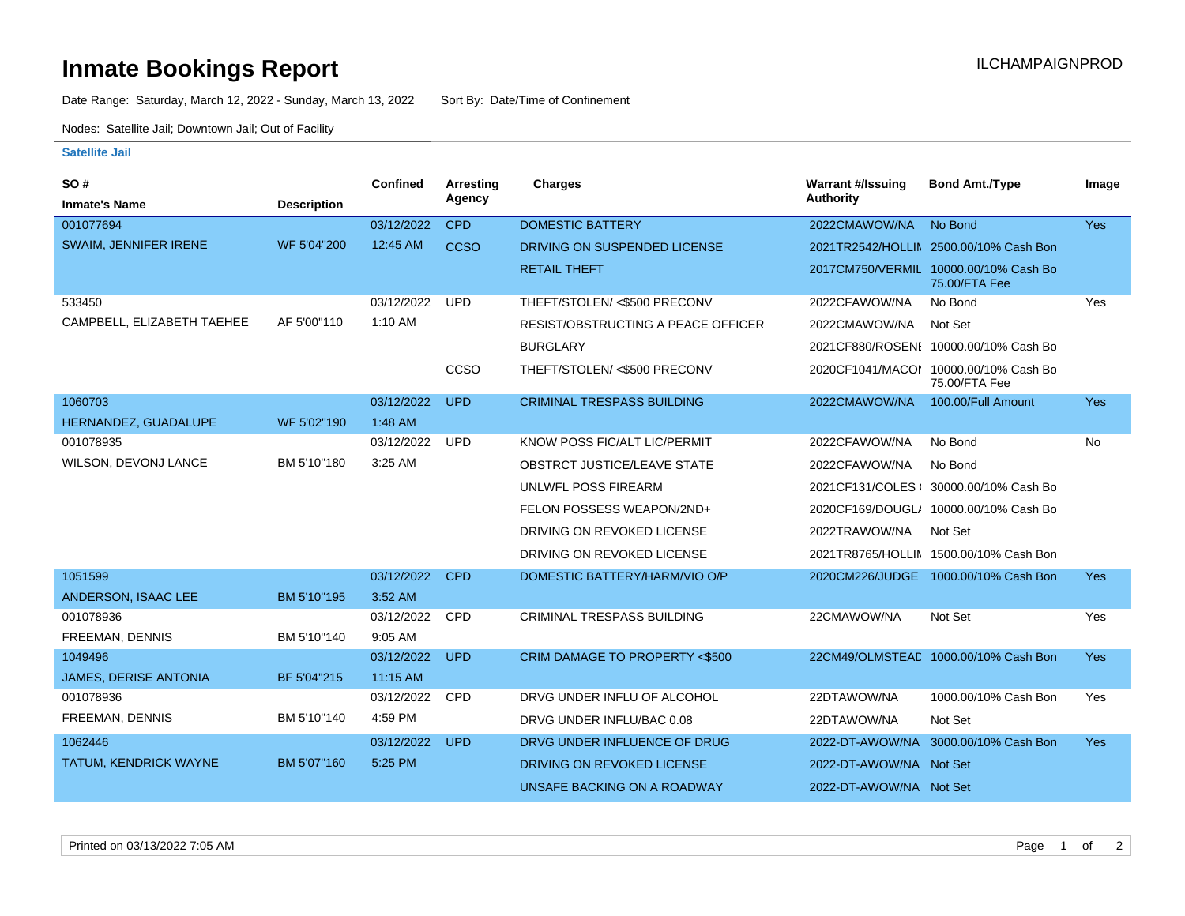# Inmate Bookings Report

ILCHAMPAIGNPROD

Date Range: Saturday, March 12, 2022 - Sunday, March 13, 2022 Sort By: Date/Time of Confinement

Nodes: Satellite Jail; Downtown Jail; Out of Facility

### Satellite Jail

| SO # / Inmate's Name | Description | Confined | Arresting Agency | Charges | Warrant #/Issuing Authority | Bond Amt./Type | Image |
|---|---|---|---|---|---|---|---|
| 001077694 | | 03/12/2022 | CPD | DOMESTIC BATTERY | 2022CMAWOW/NA | No Bond | Yes |
| SWAIM, JENNIFER IRENE | WF 5'04"200 | 12:45 AM | CCSO | DRIVING ON SUSPENDED LICENSE | 2021TR2542/HOLLIN | 2500.00/10% Cash Bon | |
| | | | | RETAIL THEFT | 2017CM750/VERMIL | 10000.00/10% Cash Bo 75.00/FTA Fee | |
| 533450 | | 03/12/2022 | UPD | THEFT/STOLEN/ <$500 PRECONV | 2022CFAWOW/NA | No Bond | Yes |
| CAMPBELL, ELIZABETH TAEHEE | AF 5'00"110 | 1:10 AM | | RESIST/OBSTRUCTING A PEACE OFFICER | 2022CMAWOW/NA | Not Set | |
| | | | | BURGLARY | 2021CF880/ROSENE | 10000.00/10% Cash Bo | |
| | | | CCSO | THEFT/STOLEN/ <$500 PRECONV | 2020CF1041/MACON | 10000.00/10% Cash Bo 75.00/FTA Fee | |
| 1060703 | | 03/12/2022 | UPD | CRIMINAL TRESPASS BUILDING | 2022CMAWOW/NA | 100.00/Full Amount | Yes |
| HERNANDEZ, GUADALUPE | WF 5'02"190 | 1:48 AM | | | | | |
| 001078935 | | 03/12/2022 | UPD | KNOW POSS FIC/ALT LIC/PERMIT | 2022CFAWOW/NA | No Bond | No |
| WILSON, DEVONJ LANCE | BM 5'10"180 | 3:25 AM | | OBSTRCT JUSTICE/LEAVE STATE | 2022CFAWOW/NA | No Bond | |
| | | | | UNLWFL POSS FIREARM | 2021CF131/COLES ( | 30000.00/10% Cash Bo | |
| | | | | FELON POSSESS WEAPON/2ND+ | 2020CF169/DOUGL/ | 10000.00/10% Cash Bo | |
| | | | | DRIVING ON REVOKED LICENSE | 2022TRAWOW/NA | Not Set | |
| | | | | DRIVING ON REVOKED LICENSE | 2021TR8765/HOLLIN | 1500.00/10% Cash Bon | |
| 1051599 | | 03/12/2022 | CPD | DOMESTIC BATTERY/HARM/VIO O/P | 2020CM226/JUDGE | 1000.00/10% Cash Bon | Yes |
| ANDERSON, ISAAC LEE | BM 5'10"195 | 3:52 AM | | | | | |
| 001078936 | | 03/12/2022 | CPD | CRIMINAL TRESPASS BUILDING | 22CMAWOW/NA | Not Set | Yes |
| FREEMAN, DENNIS | BM 5'10"140 | 9:05 AM | | | | | |
| 1049496 | | 03/12/2022 | UPD | CRIM DAMAGE TO PROPERTY <$500 | 22CM49/OLMSTEAD | 1000.00/10% Cash Bon | Yes |
| JAMES, DERISE ANTONIA | BF 5'04"215 | 11:15 AM | | | | | |
| 001078936 | | 03/12/2022 | CPD | DRVG UNDER INFLU OF ALCOHOL | 22DTAWOW/NA | 1000.00/10% Cash Bon | Yes |
| FREEMAN, DENNIS | BM 5'10"140 | 4:59 PM | | DRVG UNDER INFLU/BAC 0.08 | 22DTAWOW/NA | Not Set | |
| 1062446 | | 03/12/2022 | UPD | DRVG UNDER INFLUENCE OF DRUG | 2022-DT-AWOW/NA | 3000.00/10% Cash Bon | Yes |
| TATUM, KENDRICK WAYNE | BM 5'07"160 | 5:25 PM | | DRIVING ON REVOKED LICENSE | 2022-DT-AWOW/NA | Not Set | |
| | | | | UNSAFE BACKING ON A ROADWAY | 2022-DT-AWOW/NA | Not Set | |

Printed on 03/13/2022 7:05 AM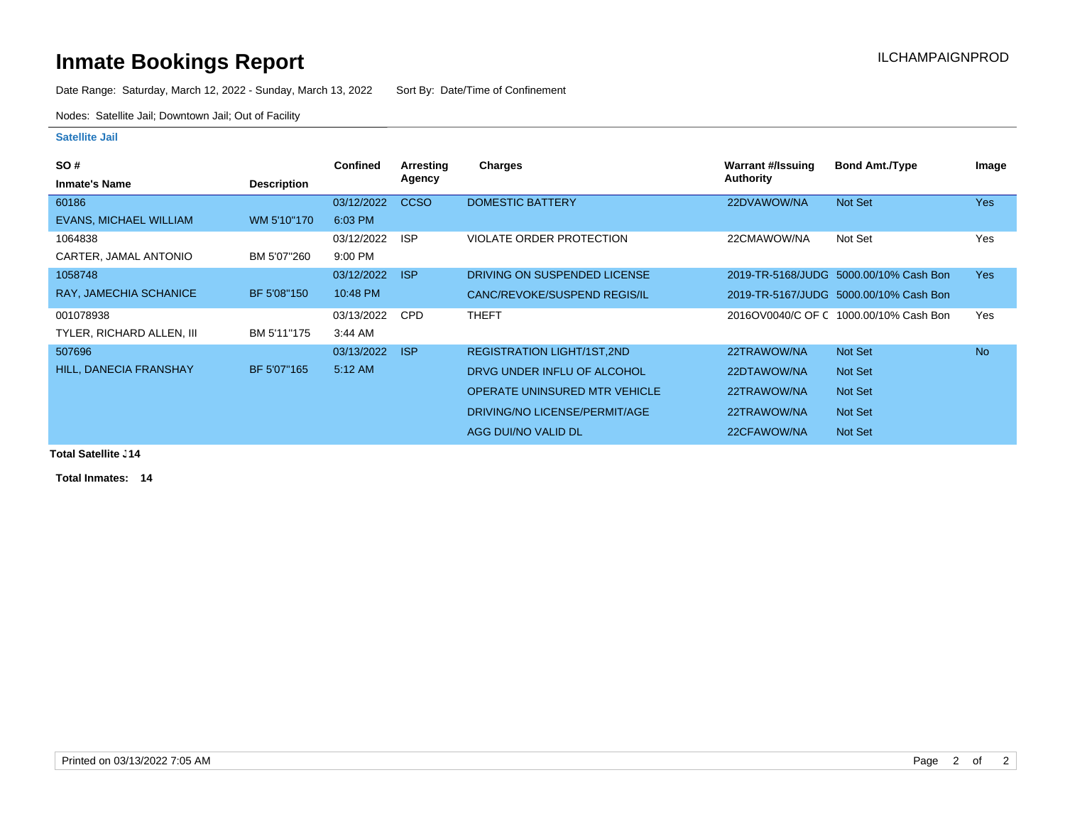# Inmate Bookings Report

ILCHAMPAIGNPROD

Date Range: Saturday, March 12, 2022 - Sunday, March 13, 2022 Sort By: Date/Time of Confinement

Nodes: Satellite Jail; Downtown Jail; Out of Facility

**Satellite Jail**

| SO # / Inmate's Name | Description | Confined | Arresting Agency | Charges | Warrant #/Issuing Authority | Bond Amt./Type | Image |
|---|---|---|---|---|---|---|---|
| 60186 EVANS, MICHAEL WILLIAM | WM 5'10"170 | 03/12/2022 6:03 PM | CCSO | DOMESTIC BATTERY | 22DVAWOW/NA | Not Set | Yes |
| 1064838 CARTER, JAMAL ANTONIO | BM 5'07"260 | 03/12/2022 9:00 PM | ISP | VIOLATE ORDER PROTECTION | 22CMAWOW/NA | Not Set | Yes |
| 1058748 RAY, JAMECHIA SCHANICE | BF 5'08"150 | 03/12/2022 10:48 PM | ISP | DRIVING ON SUSPENDED LICENSE | 2019-TR-5168/JUDG | 5000.00/10% Cash Bon | Yes |
| | | | | CANC/REVOKE/SUSPEND REGIS/IL | 2019-TR-5167/JUDG | 5000.00/10% Cash Bon | |
| 001078938 TYLER, RICHARD ALLEN, III | BM 5'11"175 | 03/13/2022 3:44 AM | CPD | THEFT | 2016OV0040/C OF C | 1000.00/10% Cash Bon | Yes |
| 507696 HILL, DANECIA FRANSHAY | BF 5'07"165 | 03/13/2022 5:12 AM | ISP | REGISTRATION LIGHT/1ST,2ND | 22TRAWOW/NA | Not Set | No |
| | | | | DRVG UNDER INFLU OF ALCOHOL | 22DTAWOW/NA | Not Set | |
| | | | | OPERATE UNINSURED MTR VEHICLE | 22TRAWOW/NA | Not Set | |
| | | | | DRIVING/NO LICENSE/PERMIT/AGE | 22TRAWOW/NA | Not Set | |
| | | | | AGG DUI/NO VALID DL | 22CFAWOW/NA | Not Set | |

**Total Satellite J14**

**Total Inmates: 14**

Printed on 03/13/2022 7:05 AM